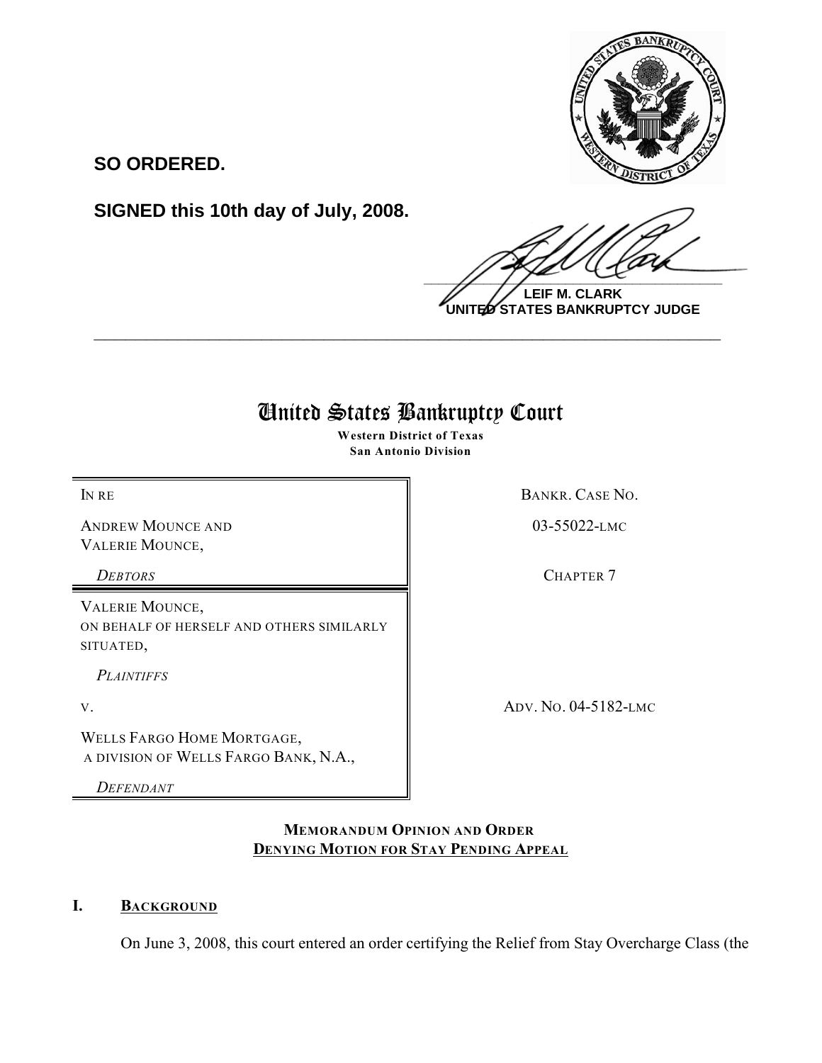**SO ORDERED.**

**SIGNED this 10th day of July, 2008.**

**LEIF M. CLARK**
**UNITED STATES BANKRUPTCY JUDGE**

---

# United States Bankruptcy Court

**Western District of Texas**
**San Antonio Division**

| | |
|---|---|
| IN RE<br><br>ANDREW MOUNCE AND VALERIE MOUNCE,<br><br>*DEBTORS* | BANKR. CASE NO.<br><br>03-55022-LMC<br><br>CHAPTER 7 |
| VALERIE MOUNCE, ON BEHALF OF HERSELF AND OTHERS SIMILARLY SITUATED,<br><br>*PLAINTIFFS*<br><br>V.<br><br>WELLS FARGO HOME MORTGAGE, A DIVISION OF WELLS FARGO BANK, N.A.,<br><br>*DEFENDANT* | <br><br><br><br>ADV. NO. 04-5182-LMC |

**MEMORANDUM OPINION AND ORDER**
**DENYING MOTION FOR STAY PENDING APPEAL**

## I. BACKGROUND

On June 3, 2008, this court entered an order certifying the Relief from Stay Overcharge Class (the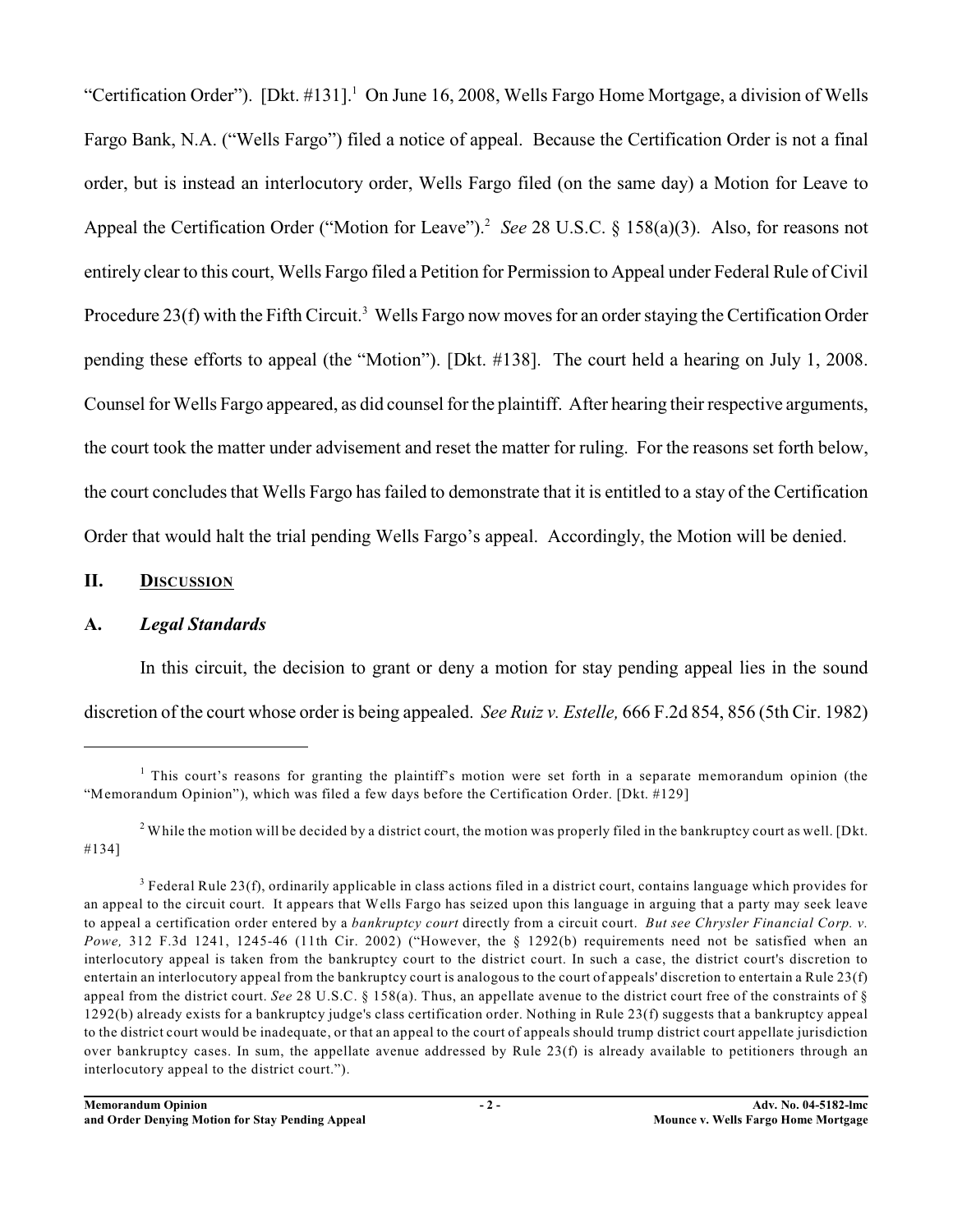"Certification Order"). [Dkt. #131].[1] On June 16, 2008, Wells Fargo Home Mortgage, a division of Wells Fargo Bank, N.A. ("Wells Fargo") filed a notice of appeal. Because the Certification Order is not a final order, but is instead an interlocutory order, Wells Fargo filed (on the same day) a Motion for Leave to Appeal the Certification Order ("Motion for Leave").[2] *See* 28 U.S.C. § 158(a)(3). Also, for reasons not entirely clear to this court, Wells Fargo filed a Petition for Permission to Appeal under Federal Rule of Civil Procedure 23(f) with the Fifth Circuit.[3] Wells Fargo now moves for an order staying the Certification Order pending these efforts to appeal (the "Motion"). [Dkt. #138]. The court held a hearing on July 1, 2008. Counsel for Wells Fargo appeared, as did counsel for the plaintiff. After hearing their respective arguments, the court took the matter under advisement and reset the matter for ruling. For the reasons set forth below, the court concludes that Wells Fargo has failed to demonstrate that it is entitled to a stay of the Certification Order that would halt the trial pending Wells Fargo's appeal. Accordingly, the Motion will be denied.

## II. DISCUSSION

### A. *Legal Standards*

In this circuit, the decision to grant or deny a motion for stay pending appeal lies in the sound discretion of the court whose order is being appealed. *See Ruiz v. Estelle,* 666 F.2d 854, 856 (5th Cir. 1982)

---

[1] This court's reasons for granting the plaintiff's motion were set forth in a separate memorandum opinion (the "Memorandum Opinion"), which was filed a few days before the Certification Order. [Dkt. #129]

[2] While the motion will be decided by a district court, the motion was properly filed in the bankruptcy court as well. [Dkt. #134]

[3] Federal Rule 23(f), ordinarily applicable in class actions filed in a district court, contains language which provides for an appeal to the circuit court. It appears that Wells Fargo has seized upon this language in arguing that a party may seek leave to appeal a certification order entered by a *bankruptcy court* directly from a circuit court. *But see Chrysler Financial Corp. v. Powe,* 312 F.3d 1241, 1245-46 (11th Cir. 2002) ("However, the § 1292(b) requirements need not be satisfied when an interlocutory appeal is taken from the bankruptcy court to the district court. In such a case, the district court's discretion to entertain an interlocutory appeal from the bankruptcy court is analogous to the court of appeals' discretion to entertain a Rule 23(f) appeal from the district court. *See* 28 U.S.C. § 158(a). Thus, an appellate avenue to the district court free of the constraints of § 1292(b) already exists for a bankruptcy judge's class certification order. Nothing in Rule 23(f) suggests that a bankruptcy appeal to the district court would be inadequate, or that an appeal to the court of appeals should trump district court appellate jurisdiction over bankruptcy cases. In sum, the appellate avenue addressed by Rule 23(f) is already available to petitioners through an interlocutory appeal to the district court.").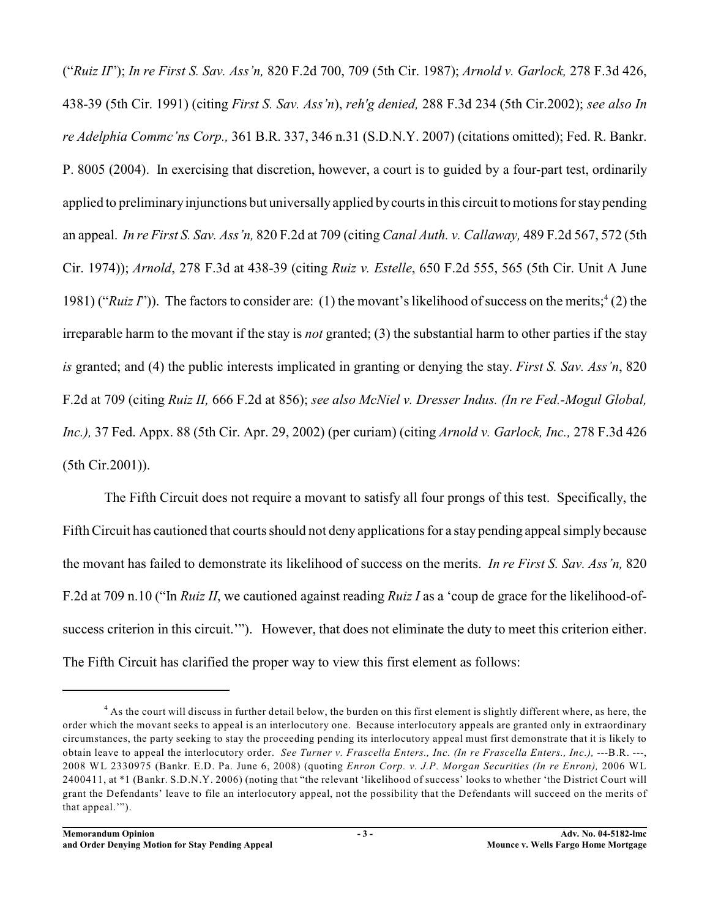("*Ruiz II*"); *In re First S. Sav. Ass'n,* 820 F.2d 700, 709 (5th Cir. 1987); *Arnold v. Garlock,* 278 F.3d 426, 438-39 (5th Cir. 1991) (citing *First S. Sav. Ass'n*), *reh'g denied,* 288 F.3d 234 (5th Cir.2002); *see also In re Adelphia Commc'ns Corp.,* 361 B.R. 337, 346 n.31 (S.D.N.Y. 2007) (citations omitted); Fed. R. Bankr. P. 8005 (2004). In exercising that discretion, however, a court is to guided by a four-part test, ordinarily applied to preliminary injunctions but universally applied by courts in this circuit to motions for stay pending an appeal. *In re First S. Sav. Ass'n,* 820 F.2d at 709 (citing *Canal Auth. v. Callaway,* 489 F.2d 567, 572 (5th Cir. 1974)); *Arnold*, 278 F.3d at 438-39 (citing *Ruiz v. Estelle*, 650 F.2d 555, 565 (5th Cir. Unit A June 1981) ("*Ruiz I*")). The factors to consider are: (1) the movant's likelihood of success on the merits;[4] (2) the irreparable harm to the movant if the stay is *not* granted; (3) the substantial harm to other parties if the stay *is* granted; and (4) the public interests implicated in granting or denying the stay. *First S. Sav. Ass'n*, 820 F.2d at 709 (citing *Ruiz II,* 666 F.2d at 856); *see also McNiel v. Dresser Indus. (In re Fed.-Mogul Global, Inc.),* 37 Fed. Appx. 88 (5th Cir. Apr. 29, 2002) (per curiam) (citing *Arnold v. Garlock, Inc.,* 278 F.3d 426 (5th Cir.2001)).

The Fifth Circuit does not require a movant to satisfy all four prongs of this test. Specifically, the Fifth Circuit has cautioned that courts should not deny applications for a stay pending appeal simply because the movant has failed to demonstrate its likelihood of success on the merits. *In re First S. Sav. Ass'n,* 820 F.2d at 709 n.10 ("In *Ruiz II*, we cautioned against reading *Ruiz I* as a 'coup de grace for the likelihood-of-success criterion in this circuit.'"). However, that does not eliminate the duty to meet this criterion either. The Fifth Circuit has clarified the proper way to view this first element as follows:

---

[4] As the court will discuss in further detail below, the burden on this first element is slightly different where, as here, the order which the movant seeks to appeal is an interlocutory one. Because interlocutory appeals are granted only in extraordinary circumstances, the party seeking to stay the proceeding pending its interlocutory appeal must first demonstrate that it is likely to obtain leave to appeal the interlocutory order. *See Turner v. Frascella Enters., Inc. (In re Frascella Enters., Inc.),* ---B.R. ---, 2008 WL 2330975 (Bankr. E.D. Pa. June 6, 2008) (quoting *Enron Corp. v. J.P. Morgan Securities (In re Enron),* 2006 WL 2400411, at *1 (Bankr. S.D.N.Y. 2006) (noting that "the relevant 'likelihood of success' looks to whether 'the District Court will grant the Defendants' leave to file an interlocutory appeal, not the possibility that the Defendants will succeed on the merits of that appeal.'").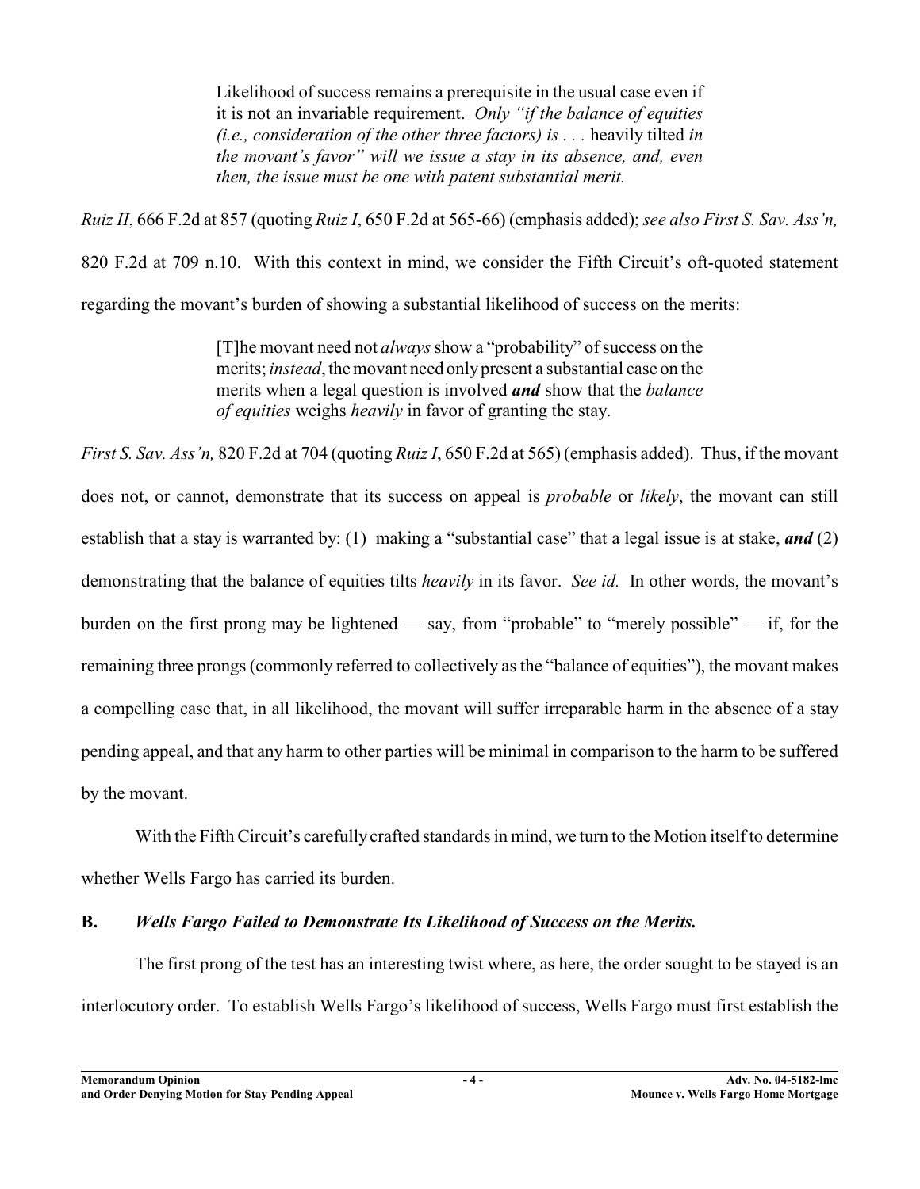> Likelihood of success remains a prerequisite in the usual case even if it is not an invariable requirement. *Only "if the balance of equities (i.e., consideration of the other three factors) is . . .* heavily tilted *in the movant's favor" will we issue a stay in its absence, and, even then, the issue must be one with patent substantial merit.*

*Ruiz II*, 666 F.2d at 857 (quoting *Ruiz I*, 650 F.2d at 565-66) (emphasis added); *see also First S. Sav. Ass'n,* 820 F.2d at 709 n.10. With this context in mind, we consider the Fifth Circuit's oft-quoted statement regarding the movant's burden of showing a substantial likelihood of success on the merits:

> [T]he movant need not *always* show a "probability" of success on the merits; *instead*, the movant need only present a substantial case on the merits when a legal question is involved ***and*** show that the *balance of equities* weighs *heavily* in favor of granting the stay.

*First S. Sav. Ass'n,* 820 F.2d at 704 (quoting *Ruiz I*, 650 F.2d at 565) (emphasis added). Thus, if the movant does not, or cannot, demonstrate that its success on appeal is *probable* or *likely*, the movant can still establish that a stay is warranted by: (1) making a "substantial case" that a legal issue is at stake, ***and*** (2) demonstrating that the balance of equities tilts *heavily* in its favor. *See id.* In other words, the movant's burden on the first prong may be lightened — say, from "probable" to "merely possible" — if, for the remaining three prongs (commonly referred to collectively as the "balance of equities"), the movant makes a compelling case that, in all likelihood, the movant will suffer irreparable harm in the absence of a stay pending appeal, and that any harm to other parties will be minimal in comparison to the harm to be suffered by the movant.

With the Fifth Circuit's carefully crafted standards in mind, we turn to the Motion itself to determine whether Wells Fargo has carried its burden.

### B. *Wells Fargo Failed to Demonstrate Its Likelihood of Success on the Merits.*

The first prong of the test has an interesting twist where, as here, the order sought to be stayed is an interlocutory order. To establish Wells Fargo's likelihood of success, Wells Fargo must first establish the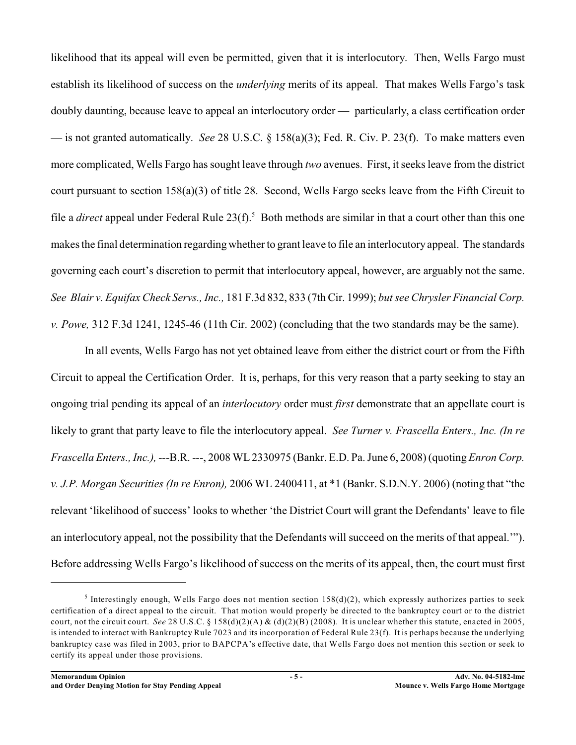likelihood that its appeal will even be permitted, given that it is interlocutory. Then, Wells Fargo must establish its likelihood of success on the *underlying* merits of its appeal. That makes Wells Fargo's task doubly daunting, because leave to appeal an interlocutory order — particularly, a class certification order — is not granted automatically. *See* 28 U.S.C. § 158(a)(3); Fed. R. Civ. P. 23(f). To make matters even more complicated, Wells Fargo has sought leave through *two* avenues. First, it seeks leave from the district court pursuant to section 158(a)(3) of title 28. Second, Wells Fargo seeks leave from the Fifth Circuit to file a *direct* appeal under Federal Rule 23(f).[5] Both methods are similar in that a court other than this one makes the final determination regarding whether to grant leave to file an interlocutory appeal. The standards governing each court's discretion to permit that interlocutory appeal, however, are arguably not the same. *See Blair v. Equifax Check Servs., Inc.,* 181 F.3d 832, 833 (7th Cir. 1999); *but see Chrysler Financial Corp. v. Powe,* 312 F.3d 1241, 1245-46 (11th Cir. 2002) (concluding that the two standards may be the same).

In all events, Wells Fargo has not yet obtained leave from either the district court or from the Fifth Circuit to appeal the Certification Order. It is, perhaps, for this very reason that a party seeking to stay an ongoing trial pending its appeal of an *interlocutory* order must *first* demonstrate that an appellate court is likely to grant that party leave to file the interlocutory appeal. *See Turner v. Frascella Enters., Inc. (In re Frascella Enters., Inc.),* ---B.R. ---, 2008 WL 2330975 (Bankr. E.D. Pa. June 6, 2008) (quoting *Enron Corp. v. J.P. Morgan Securities (In re Enron),* 2006 WL 2400411, at *1 (Bankr. S.D.N.Y. 2006) (noting that "the relevant 'likelihood of success' looks to whether 'the District Court will grant the Defendants' leave to file an interlocutory appeal, not the possibility that the Defendants will succeed on the merits of that appeal.'"). Before addressing Wells Fargo's likelihood of success on the merits of its appeal, then, the court must first

---

[5] Interestingly enough, Wells Fargo does not mention section 158(d)(2), which expressly authorizes parties to seek certification of a direct appeal to the circuit. That motion would properly be directed to the bankruptcy court or to the district court, not the circuit court. *See* 28 U.S.C. § 158(d)(2)(A) & (d)(2)(B) (2008). It is unclear whether this statute, enacted in 2005, is intended to interact with Bankruptcy Rule 7023 and its incorporation of Federal Rule 23(f). It is perhaps because the underlying bankruptcy case was filed in 2003, prior to BAPCPA's effective date, that Wells Fargo does not mention this section or seek to certify its appeal under those provisions.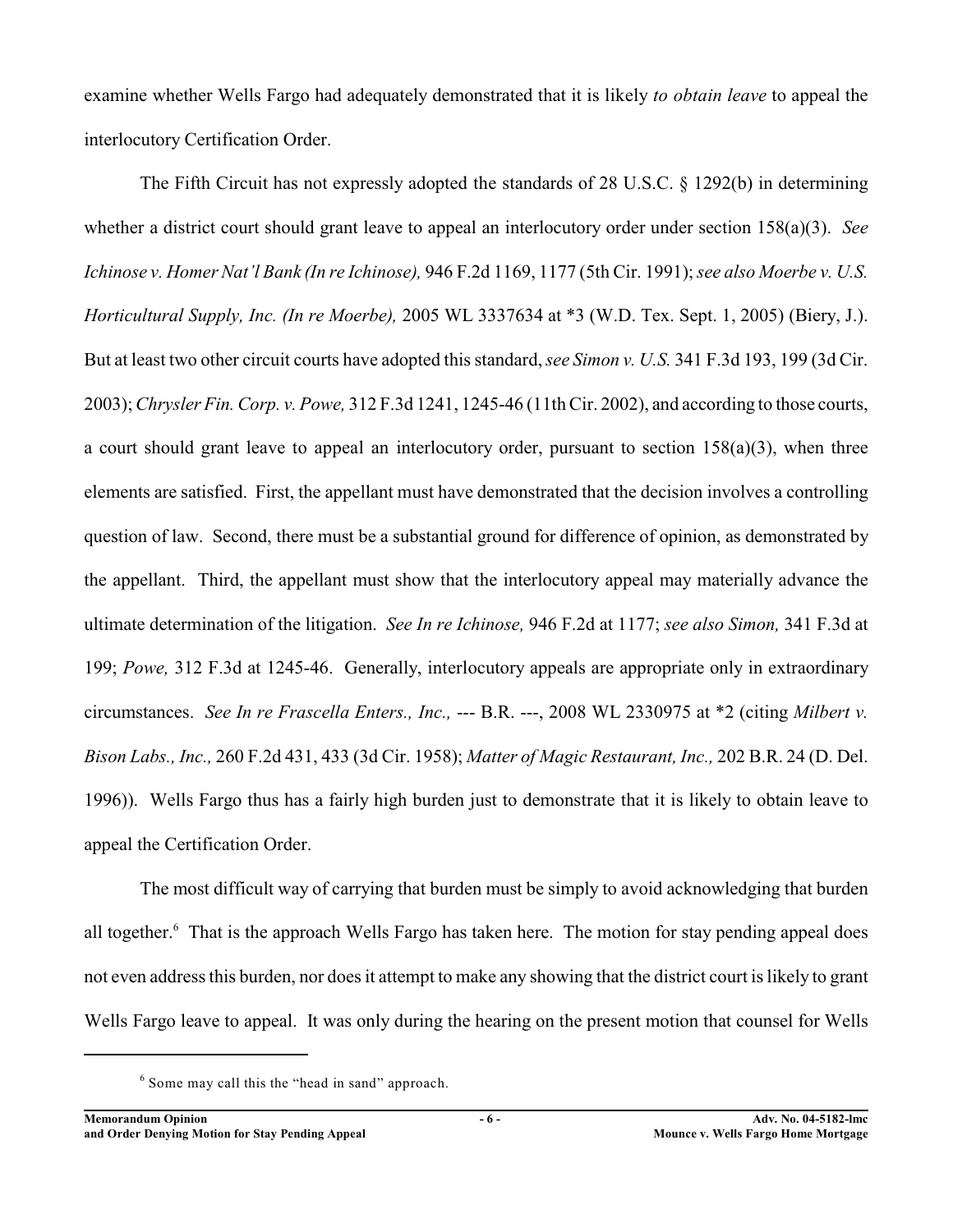examine whether Wells Fargo had adequately demonstrated that it is likely *to obtain leave* to appeal the interlocutory Certification Order.

The Fifth Circuit has not expressly adopted the standards of 28 U.S.C. § 1292(b) in determining whether a district court should grant leave to appeal an interlocutory order under section 158(a)(3). *See Ichinose v. Homer Nat'l Bank (In re Ichinose),* 946 F.2d 1169, 1177 (5th Cir. 1991); *see also Moerbe v. U.S. Horticultural Supply, Inc. (In re Moerbe),* 2005 WL 3337634 at *3 (W.D. Tex. Sept. 1, 2005) (Biery, J.). But at least two other circuit courts have adopted this standard, *see Simon v. U.S.* 341 F.3d 193, 199 (3d Cir. 2003); *Chrysler Fin. Corp. v. Powe,* 312 F.3d 1241, 1245-46 (11th Cir. 2002), and according to those courts, a court should grant leave to appeal an interlocutory order, pursuant to section 158(a)(3), when three elements are satisfied. First, the appellant must have demonstrated that the decision involves a controlling question of law. Second, there must be a substantial ground for difference of opinion, as demonstrated by the appellant. Third, the appellant must show that the interlocutory appeal may materially advance the ultimate determination of the litigation. *See In re Ichinose,* 946 F.2d at 1177; *see also Simon,* 341 F.3d at 199; *Powe,* 312 F.3d at 1245-46. Generally, interlocutory appeals are appropriate only in extraordinary circumstances. *See In re Frascella Enters., Inc.,* --- B.R. ---, 2008 WL 2330975 at *2 (citing *Milbert v. Bison Labs., Inc.,* 260 F.2d 431, 433 (3d Cir. 1958); *Matter of Magic Restaurant, Inc.,* 202 B.R. 24 (D. Del. 1996)). Wells Fargo thus has a fairly high burden just to demonstrate that it is likely to obtain leave to appeal the Certification Order.

The most difficult way of carrying that burden must be simply to avoid acknowledging that burden all together.[6] That is the approach Wells Fargo has taken here. The motion for stay pending appeal does not even address this burden, nor does it attempt to make any showing that the district court is likely to grant Wells Fargo leave to appeal. It was only during the hearing on the present motion that counsel for Wells

[6] Some may call this the "head in sand" approach.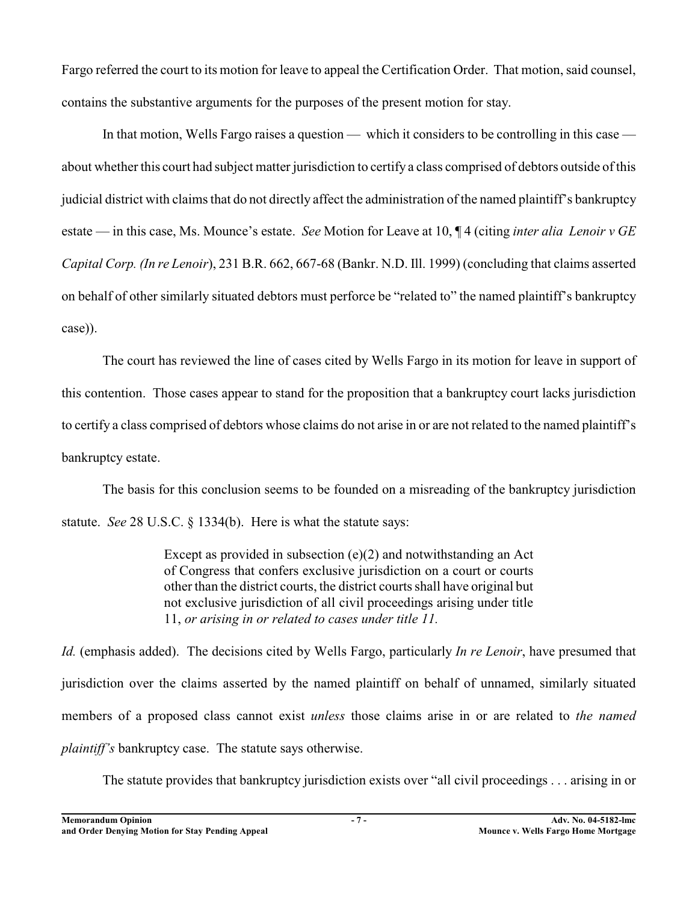Fargo referred the court to its motion for leave to appeal the Certification Order. That motion, said counsel, contains the substantive arguments for the purposes of the present motion for stay.

In that motion, Wells Fargo raises a question — which it considers to be controlling in this case — about whether this court had subject matter jurisdiction to certify a class comprised of debtors outside of this judicial district with claims that do not directly affect the administration of the named plaintiff's bankruptcy estate — in this case, Ms. Mounce's estate. *See* Motion for Leave at 10, ¶ 4 (citing *inter alia Lenoir v GE Capital Corp. (In re Lenoir*), 231 B.R. 662, 667-68 (Bankr. N.D. Ill. 1999) (concluding that claims asserted on behalf of other similarly situated debtors must perforce be "related to" the named plaintiff's bankruptcy case)).

The court has reviewed the line of cases cited by Wells Fargo in its motion for leave in support of this contention. Those cases appear to stand for the proposition that a bankruptcy court lacks jurisdiction to certify a class comprised of debtors whose claims do not arise in or are not related to the named plaintiff's bankruptcy estate.

The basis for this conclusion seems to be founded on a misreading of the bankruptcy jurisdiction statute. *See* 28 U.S.C. § 1334(b). Here is what the statute says:

> Except as provided in subsection (e)(2) and notwithstanding an Act of Congress that confers exclusive jurisdiction on a court or courts other than the district courts, the district courts shall have original but not exclusive jurisdiction of all civil proceedings arising under title 11, *or arising in or related to cases under title 11.*

*Id.* (emphasis added). The decisions cited by Wells Fargo, particularly *In re Lenoir*, have presumed that jurisdiction over the claims asserted by the named plaintiff on behalf of unnamed, similarly situated members of a proposed class cannot exist *unless* those claims arise in or are related to *the named plaintiff's* bankruptcy case. The statute says otherwise.

The statute provides that bankruptcy jurisdiction exists over "all civil proceedings . . . arising in or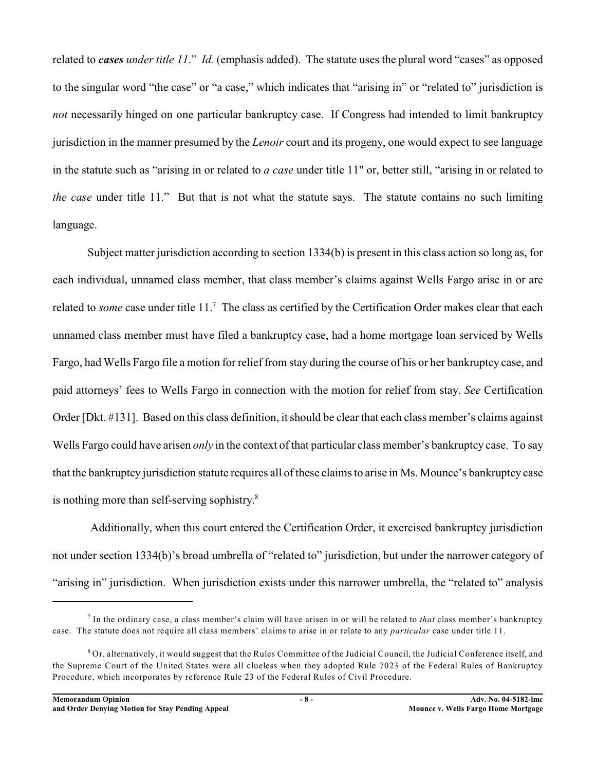related to ***cases** under title 11*." *Id.* (emphasis added). The statute uses the plural word "cases" as opposed to the singular word "the case" or "a case," which indicates that "arising in" or "related to" jurisdiction is *not* necessarily hinged on one particular bankruptcy case. If Congress had intended to limit bankruptcy jurisdiction in the manner presumed by the *Lenoir* court and its progeny, one would expect to see language in the statute such as "arising in or related to *a case* under title 11" or, better still, "arising in or related to *the case* under title 11." But that is not what the statute says. The statute contains no such limiting language.

Subject matter jurisdiction according to section 1334(b) is present in this class action so long as, for each individual, unnamed class member, that class member's claims against Wells Fargo arise in or are related to *some* case under title 11.[7] The class as certified by the Certification Order makes clear that each unnamed class member must have filed a bankruptcy case, had a home mortgage loan serviced by Wells Fargo, had Wells Fargo file a motion for relief from stay during the course of his or her bankruptcy case, and paid attorneys' fees to Wells Fargo in connection with the motion for relief from stay. *See* Certification Order [Dkt. #131]. Based on this class definition, it should be clear that each class member's claims against Wells Fargo could have arisen *only* in the context of that particular class member's bankruptcy case. To say that the bankruptcy jurisdiction statute requires all of these claims to arise in Ms. Mounce's bankruptcy case is nothing more than self-serving sophistry.[8]

Additionally, when this court entered the Certification Order, it exercised bankruptcy jurisdiction not under section 1334(b)'s broad umbrella of "related to" jurisdiction, but under the narrower category of "arising in" jurisdiction. When jurisdiction exists under this narrower umbrella, the "related to" analysis

---

[7] In the ordinary case, a class member's claim will have arisen in or will be related to *that* class member's bankruptcy case. The statute does not require all class members' claims to arise in or relate to any *particular* case under title 11.

[8] Or, alternatively, it would suggest that the Rules Committee of the Judicial Council, the Judicial Conference itself, and the Supreme Court of the United States were all clueless when they adopted Rule 7023 of the Federal Rules of Bankruptcy Procedure, which incorporates by reference Rule 23 of the Federal Rules of Civil Procedure.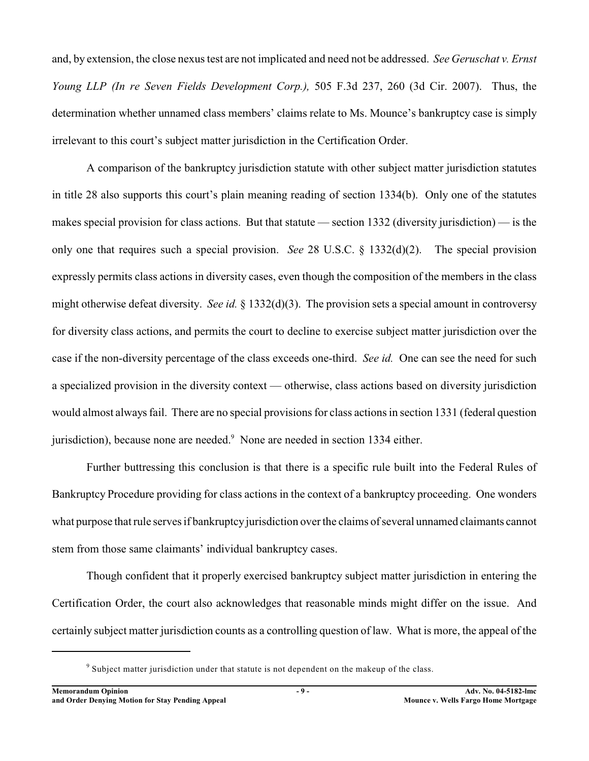and, by extension, the close nexus test are not implicated and need not be addressed. *See Geruschat v. Ernst Young LLP (In re Seven Fields Development Corp.),* 505 F.3d 237, 260 (3d Cir. 2007). Thus, the determination whether unnamed class members' claims relate to Ms. Mounce's bankruptcy case is simply irrelevant to this court's subject matter jurisdiction in the Certification Order.

A comparison of the bankruptcy jurisdiction statute with other subject matter jurisdiction statutes in title 28 also supports this court's plain meaning reading of section 1334(b). Only one of the statutes makes special provision for class actions. But that statute — section 1332 (diversity jurisdiction) — is the only one that requires such a special provision. *See* 28 U.S.C. § 1332(d)(2). The special provision expressly permits class actions in diversity cases, even though the composition of the members in the class might otherwise defeat diversity. *See id.* § 1332(d)(3). The provision sets a special amount in controversy for diversity class actions, and permits the court to decline to exercise subject matter jurisdiction over the case if the non-diversity percentage of the class exceeds one-third. *See id.* One can see the need for such a specialized provision in the diversity context — otherwise, class actions based on diversity jurisdiction would almost always fail. There are no special provisions for class actions in section 1331 (federal question jurisdiction), because none are needed.[9] None are needed in section 1334 either.

Further buttressing this conclusion is that there is a specific rule built into the Federal Rules of Bankruptcy Procedure providing for class actions in the context of a bankruptcy proceeding. One wonders what purpose that rule serves if bankruptcy jurisdiction over the claims of several unnamed claimants cannot stem from those same claimants' individual bankruptcy cases.

Though confident that it properly exercised bankruptcy subject matter jurisdiction in entering the Certification Order, the court also acknowledges that reasonable minds might differ on the issue. And certainly subject matter jurisdiction counts as a controlling question of law. What is more, the appeal of the

[9] Subject matter jurisdiction under that statute is not dependent on the makeup of the class.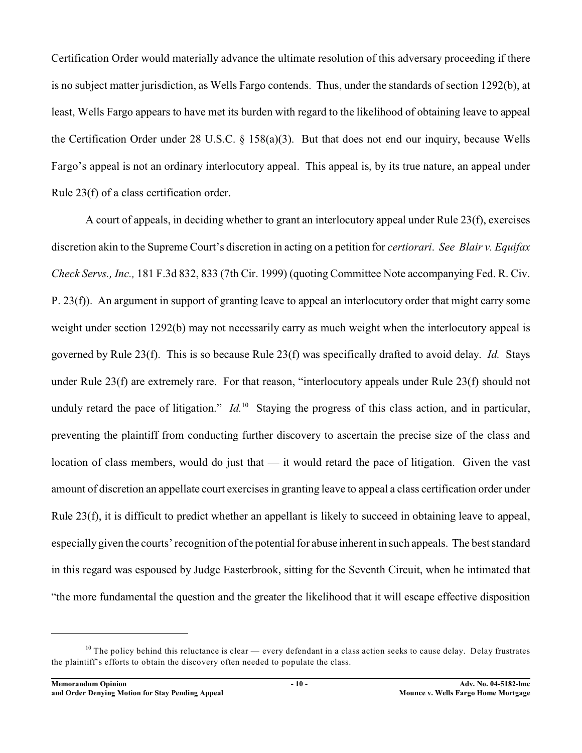Certification Order would materially advance the ultimate resolution of this adversary proceeding if there is no subject matter jurisdiction, as Wells Fargo contends. Thus, under the standards of section 1292(b), at least, Wells Fargo appears to have met its burden with regard to the likelihood of obtaining leave to appeal the Certification Order under 28 U.S.C. § 158(a)(3). But that does not end our inquiry, because Wells Fargo's appeal is not an ordinary interlocutory appeal. This appeal is, by its true nature, an appeal under Rule 23(f) of a class certification order.

A court of appeals, in deciding whether to grant an interlocutory appeal under Rule 23(f), exercises discretion akin to the Supreme Court's discretion in acting on a petition for *certiorari*. *See Blair v. Equifax Check Servs., Inc.,* 181 F.3d 832, 833 (7th Cir. 1999) (quoting Committee Note accompanying Fed. R. Civ. P. 23(f)). An argument in support of granting leave to appeal an interlocutory order that might carry some weight under section 1292(b) may not necessarily carry as much weight when the interlocutory appeal is governed by Rule 23(f). This is so because Rule 23(f) was specifically drafted to avoid delay. *Id.* Stays under Rule 23(f) are extremely rare. For that reason, "interlocutory appeals under Rule 23(f) should not unduly retard the pace of litigation." *Id.*[10] Staying the progress of this class action, and in particular, preventing the plaintiff from conducting further discovery to ascertain the precise size of the class and location of class members, would do just that — it would retard the pace of litigation. Given the vast amount of discretion an appellate court exercises in granting leave to appeal a class certification order under Rule 23(f), it is difficult to predict whether an appellant is likely to succeed in obtaining leave to appeal, especially given the courts' recognition of the potential for abuse inherent in such appeals. The best standard in this regard was espoused by Judge Easterbrook, sitting for the Seventh Circuit, when he intimated that "the more fundamental the question and the greater the likelihood that it will escape effective disposition

[10] The policy behind this reluctance is clear — every defendant in a class action seeks to cause delay. Delay frustrates the plaintiff's efforts to obtain the discovery often needed to populate the class.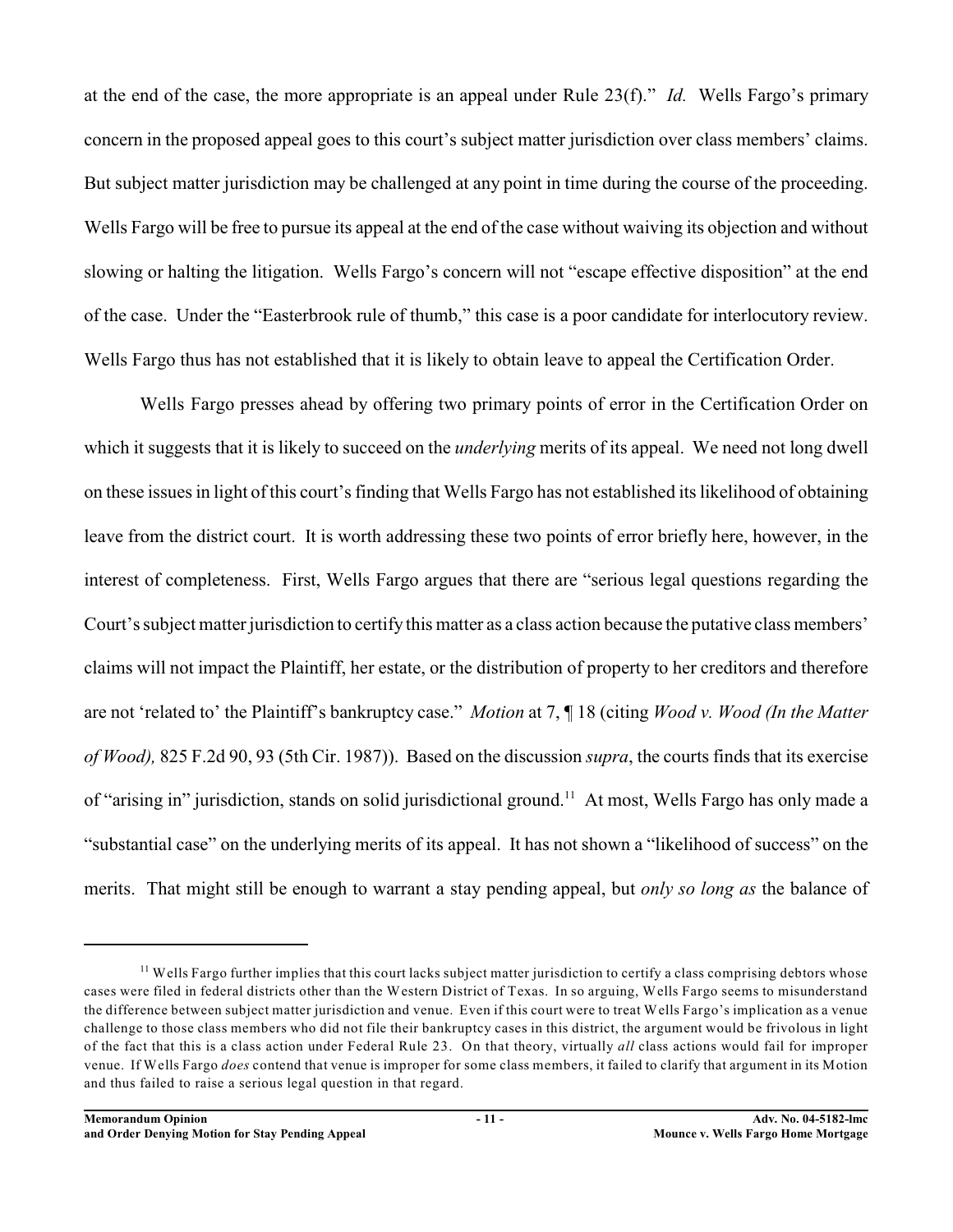at the end of the case, the more appropriate is an appeal under Rule 23(f)." *Id.* Wells Fargo's primary concern in the proposed appeal goes to this court's subject matter jurisdiction over class members' claims. But subject matter jurisdiction may be challenged at any point in time during the course of the proceeding. Wells Fargo will be free to pursue its appeal at the end of the case without waiving its objection and without slowing or halting the litigation. Wells Fargo's concern will not "escape effective disposition" at the end of the case. Under the "Easterbrook rule of thumb," this case is a poor candidate for interlocutory review. Wells Fargo thus has not established that it is likely to obtain leave to appeal the Certification Order.

Wells Fargo presses ahead by offering two primary points of error in the Certification Order on which it suggests that it is likely to succeed on the *underlying* merits of its appeal. We need not long dwell on these issues in light of this court's finding that Wells Fargo has not established its likelihood of obtaining leave from the district court. It is worth addressing these two points of error briefly here, however, in the interest of completeness. First, Wells Fargo argues that there are "serious legal questions regarding the Court's subject matter jurisdiction to certify this matter as a class action because the putative class members' claims will not impact the Plaintiff, her estate, or the distribution of property to her creditors and therefore are not 'related to' the Plaintiff's bankruptcy case." *Motion* at 7, ¶ 18 (citing *Wood v. Wood (In the Matter of Wood),* 825 F.2d 90, 93 (5th Cir. 1987)). Based on the discussion *supra*, the courts finds that its exercise of "arising in" jurisdiction, stands on solid jurisdictional ground.[11] At most, Wells Fargo has only made a "substantial case" on the underlying merits of its appeal. It has not shown a "likelihood of success" on the merits. That might still be enough to warrant a stay pending appeal, but *only so long as* the balance of

---

[11] Wells Fargo further implies that this court lacks subject matter jurisdiction to certify a class comprising debtors whose cases were filed in federal districts other than the Western District of Texas. In so arguing, Wells Fargo seems to misunderstand the difference between subject matter jurisdiction and venue. Even if this court were to treat Wells Fargo's implication as a venue challenge to those class members who did not file their bankruptcy cases in this district, the argument would be frivolous in light of the fact that this is a class action under Federal Rule 23. On that theory, virtually *all* class actions would fail for improper venue. If Wells Fargo *does* contend that venue is improper for some class members, it failed to clarify that argument in its Motion and thus failed to raise a serious legal question in that regard.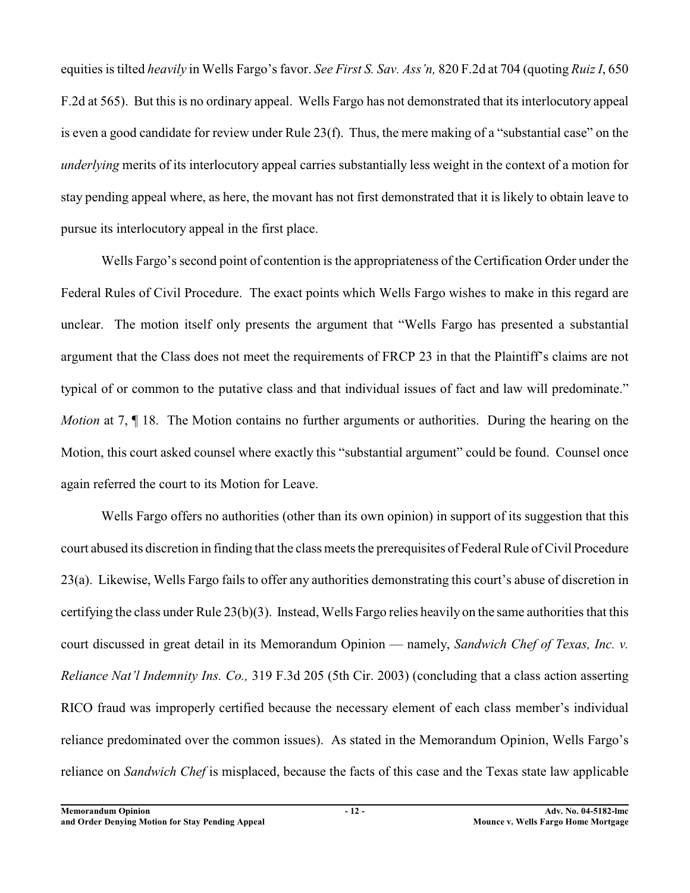equities is tilted *heavily* in Wells Fargo's favor. *See First S. Sav. Ass'n,* 820 F.2d at 704 (quoting *Ruiz I*, 650 F.2d at 565). But this is no ordinary appeal. Wells Fargo has not demonstrated that its interlocutory appeal is even a good candidate for review under Rule 23(f). Thus, the mere making of a "substantial case" on the *underlying* merits of its interlocutory appeal carries substantially less weight in the context of a motion for stay pending appeal where, as here, the movant has not first demonstrated that it is likely to obtain leave to pursue its interlocutory appeal in the first place.

Wells Fargo's second point of contention is the appropriateness of the Certification Order under the Federal Rules of Civil Procedure. The exact points which Wells Fargo wishes to make in this regard are unclear. The motion itself only presents the argument that "Wells Fargo has presented a substantial argument that the Class does not meet the requirements of FRCP 23 in that the Plaintiff's claims are not typical of or common to the putative class and that individual issues of fact and law will predominate." *Motion* at 7, ¶ 18. The Motion contains no further arguments or authorities. During the hearing on the Motion, this court asked counsel where exactly this "substantial argument" could be found. Counsel once again referred the court to its Motion for Leave.

Wells Fargo offers no authorities (other than its own opinion) in support of its suggestion that this court abused its discretion in finding that the class meets the prerequisites of Federal Rule of Civil Procedure 23(a). Likewise, Wells Fargo fails to offer any authorities demonstrating this court's abuse of discretion in certifying the class under Rule 23(b)(3). Instead, Wells Fargo relies heavily on the same authorities that this court discussed in great detail in its Memorandum Opinion — namely, *Sandwich Chef of Texas, Inc. v. Reliance Nat'l Indemnity Ins. Co.,* 319 F.3d 205 (5th Cir. 2003) (concluding that a class action asserting RICO fraud was improperly certified because the necessary element of each class member's individual reliance predominated over the common issues). As stated in the Memorandum Opinion, Wells Fargo's reliance on *Sandwich Chef* is misplaced, because the facts of this case and the Texas state law applicable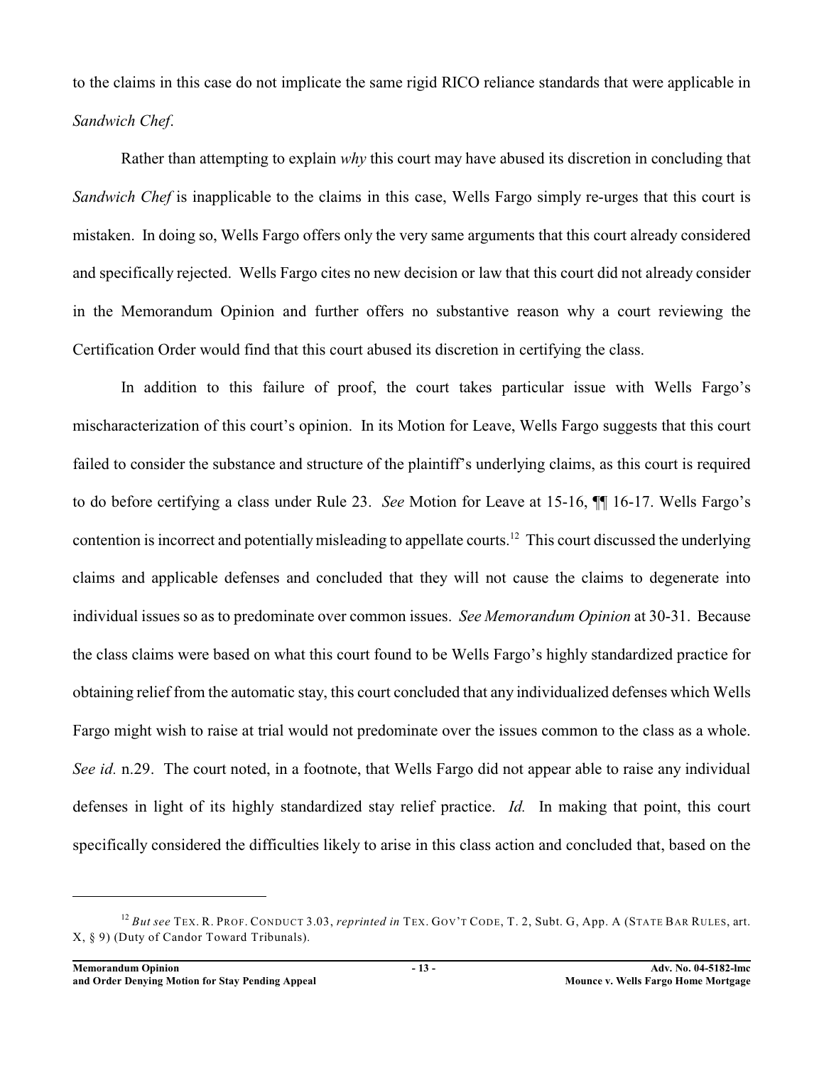to the claims in this case do not implicate the same rigid RICO reliance standards that were applicable in *Sandwich Chef*.

Rather than attempting to explain *why* this court may have abused its discretion in concluding that *Sandwich Chef* is inapplicable to the claims in this case, Wells Fargo simply re-urges that this court is mistaken. In doing so, Wells Fargo offers only the very same arguments that this court already considered and specifically rejected. Wells Fargo cites no new decision or law that this court did not already consider in the Memorandum Opinion and further offers no substantive reason why a court reviewing the Certification Order would find that this court abused its discretion in certifying the class.

In addition to this failure of proof, the court takes particular issue with Wells Fargo's mischaracterization of this court's opinion. In its Motion for Leave, Wells Fargo suggests that this court failed to consider the substance and structure of the plaintiff's underlying claims, as this court is required to do before certifying a class under Rule 23. *See* Motion for Leave at 15-16, ¶¶ 16-17. Wells Fargo's contention is incorrect and potentially misleading to appellate courts.[12] This court discussed the underlying claims and applicable defenses and concluded that they will not cause the claims to degenerate into individual issues so as to predominate over common issues. *See Memorandum Opinion* at 30-31. Because the class claims were based on what this court found to be Wells Fargo's highly standardized practice for obtaining relief from the automatic stay, this court concluded that any individualized defenses which Wells Fargo might wish to raise at trial would not predominate over the issues common to the class as a whole. *See id.* n.29. The court noted, in a footnote, that Wells Fargo did not appear able to raise any individual defenses in light of its highly standardized stay relief practice. *Id.* In making that point, this court specifically considered the difficulties likely to arise in this class action and concluded that, based on the

---

[12] *But see* TEX. R. PROF. CONDUCT 3.03, *reprinted in* TEX. GOV'T CODE, T. 2, Subt. G, App. A (STATE BAR RULES, art. X, § 9) (Duty of Candor Toward Tribunals).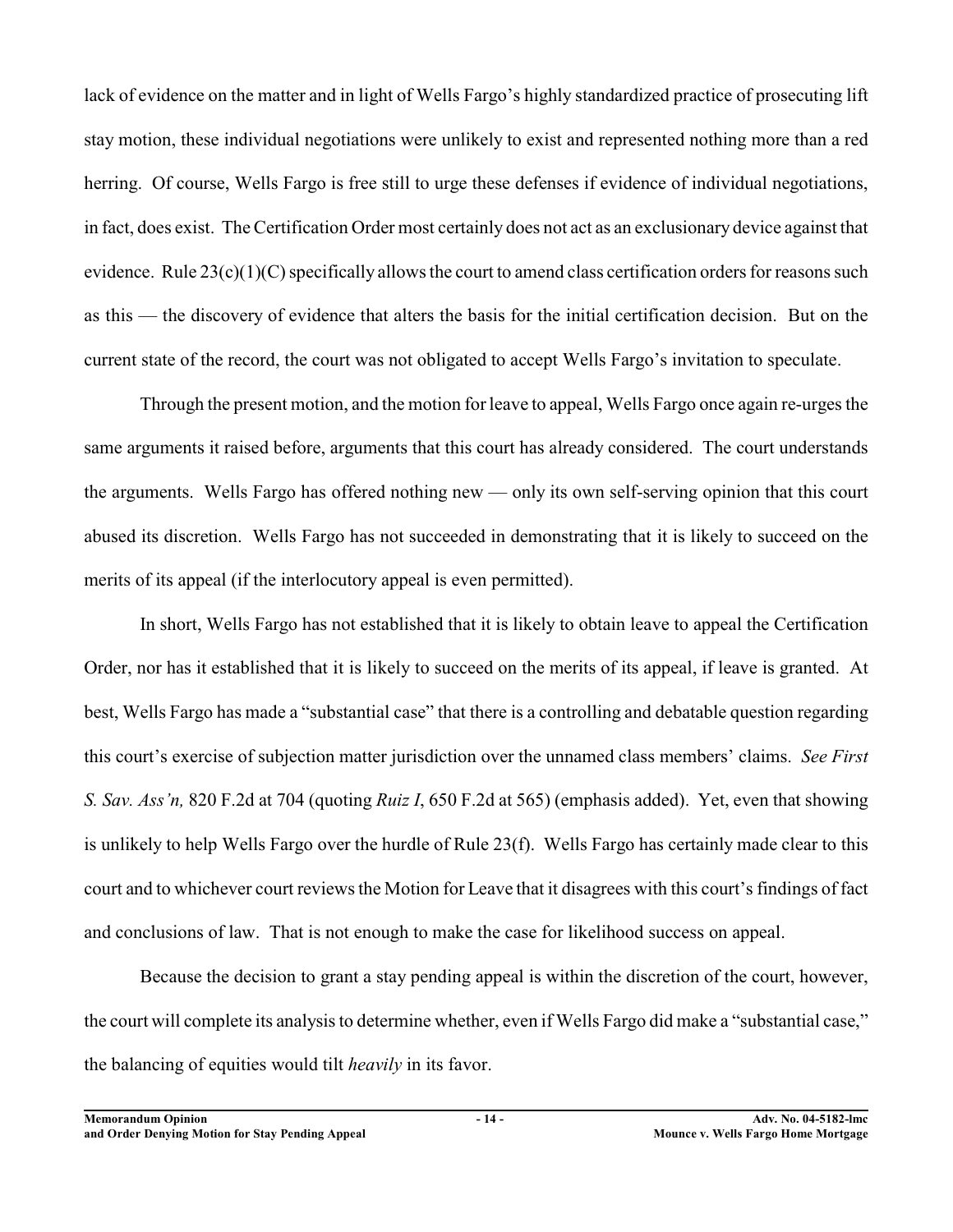lack of evidence on the matter and in light of Wells Fargo's highly standardized practice of prosecuting lift stay motion, these individual negotiations were unlikely to exist and represented nothing more than a red herring. Of course, Wells Fargo is free still to urge these defenses if evidence of individual negotiations, in fact, does exist. The Certification Order most certainly does not act as an exclusionary device against that evidence. Rule 23(c)(1)(C) specifically allows the court to amend class certification orders for reasons such as this — the discovery of evidence that alters the basis for the initial certification decision. But on the current state of the record, the court was not obligated to accept Wells Fargo's invitation to speculate.

Through the present motion, and the motion for leave to appeal, Wells Fargo once again re-urges the same arguments it raised before, arguments that this court has already considered. The court understands the arguments. Wells Fargo has offered nothing new — only its own self-serving opinion that this court abused its discretion. Wells Fargo has not succeeded in demonstrating that it is likely to succeed on the merits of its appeal (if the interlocutory appeal is even permitted).

In short, Wells Fargo has not established that it is likely to obtain leave to appeal the Certification Order, nor has it established that it is likely to succeed on the merits of its appeal, if leave is granted. At best, Wells Fargo has made a "substantial case" that there is a controlling and debatable question regarding this court's exercise of subjection matter jurisdiction over the unnamed class members' claims. *See First S. Sav. Ass'n,* 820 F.2d at 704 (quoting *Ruiz I*, 650 F.2d at 565) (emphasis added). Yet, even that showing is unlikely to help Wells Fargo over the hurdle of Rule 23(f). Wells Fargo has certainly made clear to this court and to whichever court reviews the Motion for Leave that it disagrees with this court's findings of fact and conclusions of law. That is not enough to make the case for likelihood success on appeal.

Because the decision to grant a stay pending appeal is within the discretion of the court, however, the court will complete its analysis to determine whether, even if Wells Fargo did make a "substantial case," the balancing of equities would tilt *heavily* in its favor.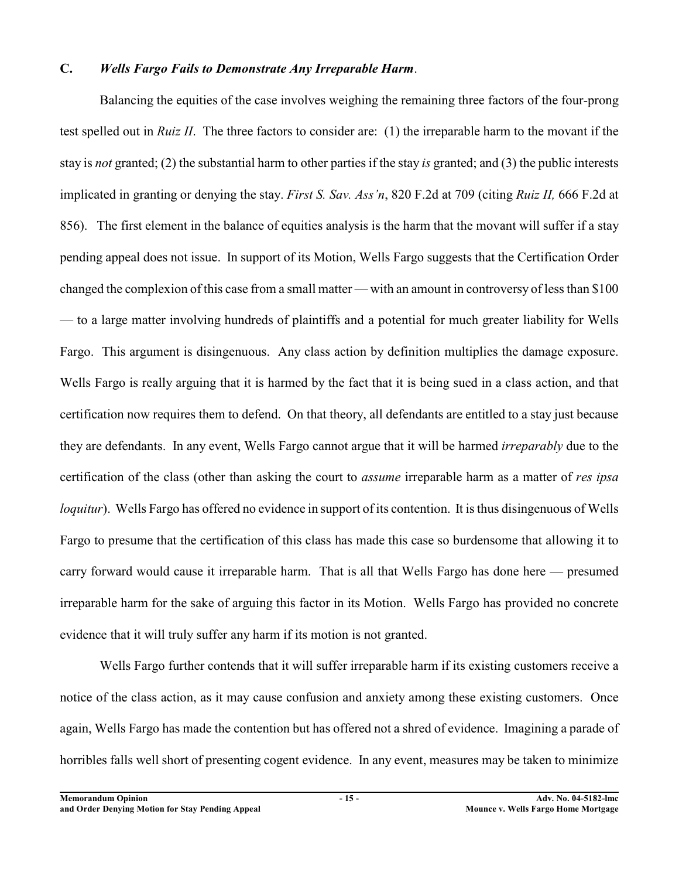### C. *Wells Fargo Fails to Demonstrate Any Irreparable Harm*.

Balancing the equities of the case involves weighing the remaining three factors of the four-prong test spelled out in *Ruiz II*. The three factors to consider are: (1) the irreparable harm to the movant if the stay is *not* granted; (2) the substantial harm to other parties if the stay *is* granted; and (3) the public interests implicated in granting or denying the stay. *First S. Sav. Ass'n*, 820 F.2d at 709 (citing *Ruiz II,* 666 F.2d at 856). The first element in the balance of equities analysis is the harm that the movant will suffer if a stay pending appeal does not issue. In support of its Motion, Wells Fargo suggests that the Certification Order changed the complexion of this case from a small matter — with an amount in controversy of less than $100 — to a large matter involving hundreds of plaintiffs and a potential for much greater liability for Wells Fargo. This argument is disingenuous. Any class action by definition multiplies the damage exposure. Wells Fargo is really arguing that it is harmed by the fact that it is being sued in a class action, and that certification now requires them to defend. On that theory, all defendants are entitled to a stay just because they are defendants. In any event, Wells Fargo cannot argue that it will be harmed *irreparably* due to the certification of the class (other than asking the court to *assume* irreparable harm as a matter of *res ipsa loquitur*). Wells Fargo has offered no evidence in support of its contention. It is thus disingenuous of Wells Fargo to presume that the certification of this class has made this case so burdensome that allowing it to carry forward would cause it irreparable harm. That is all that Wells Fargo has done here — presumed irreparable harm for the sake of arguing this factor in its Motion. Wells Fargo has provided no concrete evidence that it will truly suffer any harm if its motion is not granted.

Wells Fargo further contends that it will suffer irreparable harm if its existing customers receive a notice of the class action, as it may cause confusion and anxiety among these existing customers. Once again, Wells Fargo has made the contention but has offered not a shred of evidence. Imagining a parade of horribles falls well short of presenting cogent evidence. In any event, measures may be taken to minimize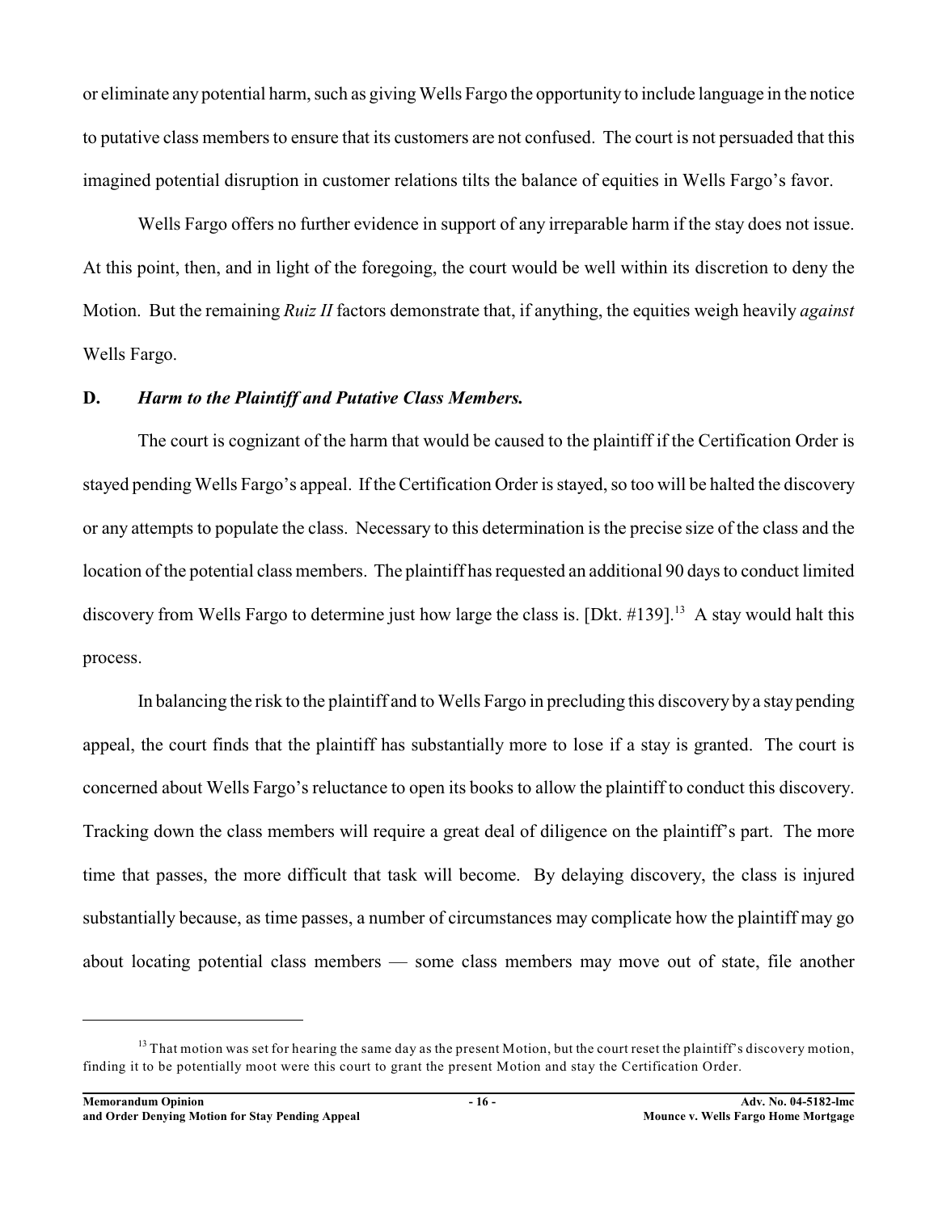or eliminate any potential harm, such as giving Wells Fargo the opportunity to include language in the notice to putative class members to ensure that its customers are not confused. The court is not persuaded that this imagined potential disruption in customer relations tilts the balance of equities in Wells Fargo's favor.

Wells Fargo offers no further evidence in support of any irreparable harm if the stay does not issue. At this point, then, and in light of the foregoing, the court would be well within its discretion to deny the Motion. But the remaining *Ruiz II* factors demonstrate that, if anything, the equities weigh heavily *against* Wells Fargo.

**D.** ***Harm to the Plaintiff and Putative Class Members.***

The court is cognizant of the harm that would be caused to the plaintiff if the Certification Order is stayed pending Wells Fargo's appeal. If the Certification Order is stayed, so too will be halted the discovery or any attempts to populate the class. Necessary to this determination is the precise size of the class and the location of the potential class members. The plaintiff has requested an additional 90 days to conduct limited discovery from Wells Fargo to determine just how large the class is. [Dkt. #139].[13] A stay would halt this process.

In balancing the risk to the plaintiff and to Wells Fargo in precluding this discovery by a stay pending appeal, the court finds that the plaintiff has substantially more to lose if a stay is granted. The court is concerned about Wells Fargo's reluctance to open its books to allow the plaintiff to conduct this discovery. Tracking down the class members will require a great deal of diligence on the plaintiff's part. The more time that passes, the more difficult that task will become. By delaying discovery, the class is injured substantially because, as time passes, a number of circumstances may complicate how the plaintiff may go about locating potential class members — some class members may move out of state, file another

[13] That motion was set for hearing the same day as the present Motion, but the court reset the plaintiff's discovery motion, finding it to be potentially moot were this court to grant the present Motion and stay the Certification Order.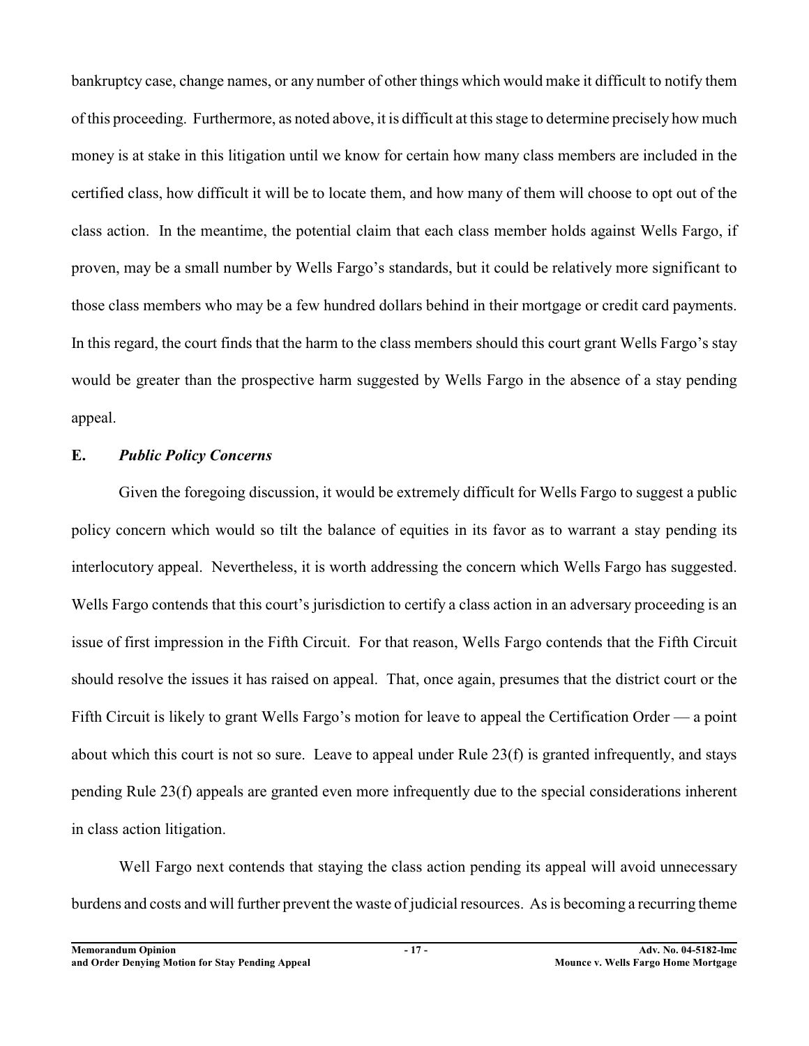bankruptcy case, change names, or any number of other things which would make it difficult to notify them of this proceeding. Furthermore, as noted above, it is difficult at this stage to determine precisely how much money is at stake in this litigation until we know for certain how many class members are included in the certified class, how difficult it will be to locate them, and how many of them will choose to opt out of the class action. In the meantime, the potential claim that each class member holds against Wells Fargo, if proven, may be a small number by Wells Fargo's standards, but it could be relatively more significant to those class members who may be a few hundred dollars behind in their mortgage or credit card payments. In this regard, the court finds that the harm to the class members should this court grant Wells Fargo's stay would be greater than the prospective harm suggested by Wells Fargo in the absence of a stay pending appeal.

**E.** ***Public Policy Concerns***

Given the foregoing discussion, it would be extremely difficult for Wells Fargo to suggest a public policy concern which would so tilt the balance of equities in its favor as to warrant a stay pending its interlocutory appeal. Nevertheless, it is worth addressing the concern which Wells Fargo has suggested. Wells Fargo contends that this court's jurisdiction to certify a class action in an adversary proceeding is an issue of first impression in the Fifth Circuit. For that reason, Wells Fargo contends that the Fifth Circuit should resolve the issues it has raised on appeal. That, once again, presumes that the district court or the Fifth Circuit is likely to grant Wells Fargo's motion for leave to appeal the Certification Order — a point about which this court is not so sure. Leave to appeal under Rule 23(f) is granted infrequently, and stays pending Rule 23(f) appeals are granted even more infrequently due to the special considerations inherent in class action litigation.

Well Fargo next contends that staying the class action pending its appeal will avoid unnecessary burdens and costs and will further prevent the waste of judicial resources. As is becoming a recurring theme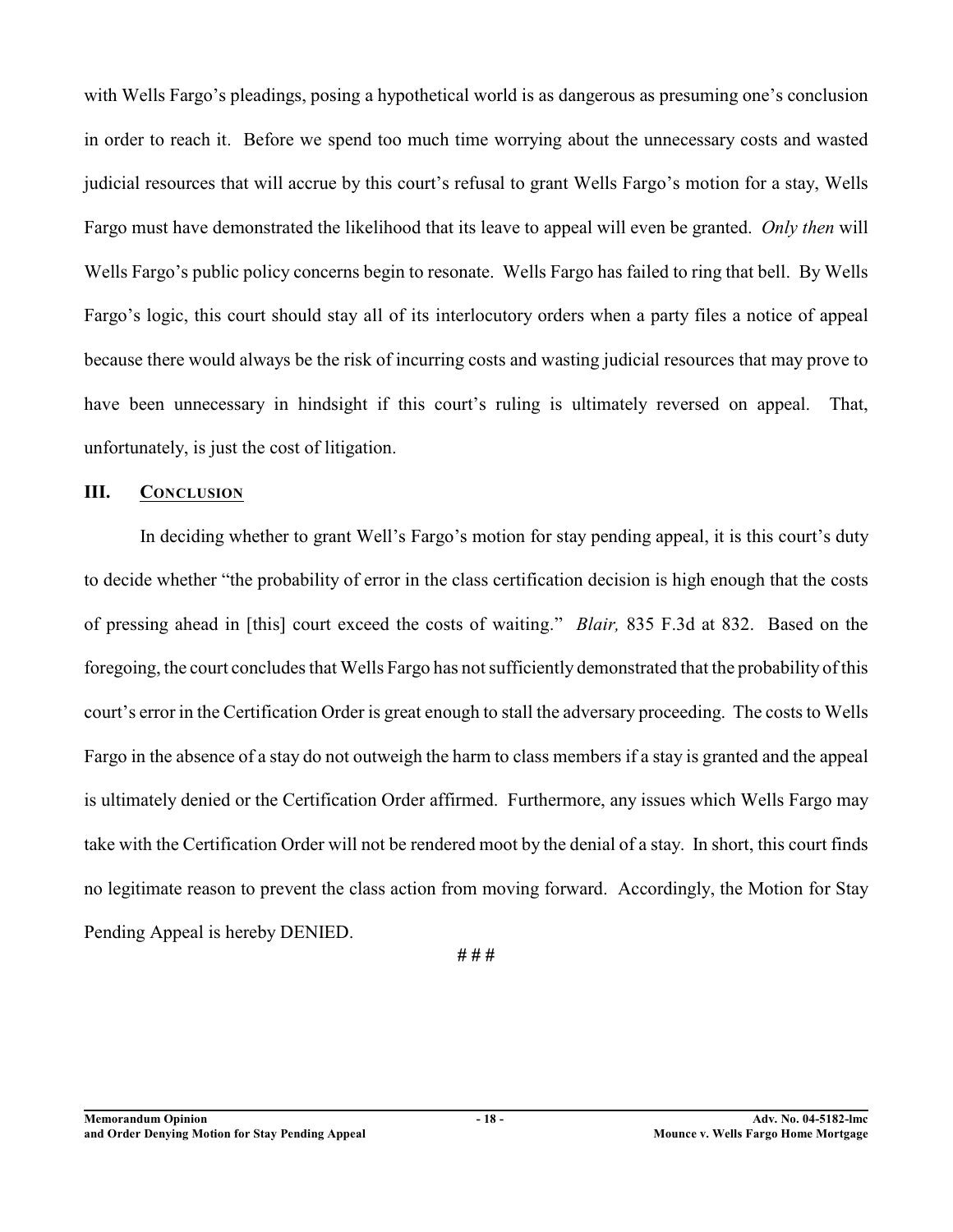with Wells Fargo's pleadings, posing a hypothetical world is as dangerous as presuming one's conclusion in order to reach it. Before we spend too much time worrying about the unnecessary costs and wasted judicial resources that will accrue by this court's refusal to grant Wells Fargo's motion for a stay, Wells Fargo must have demonstrated the likelihood that its leave to appeal will even be granted. *Only then* will Wells Fargo's public policy concerns begin to resonate. Wells Fargo has failed to ring that bell. By Wells Fargo's logic, this court should stay all of its interlocutory orders when a party files a notice of appeal because there would always be the risk of incurring costs and wasting judicial resources that may prove to have been unnecessary in hindsight if this court's ruling is ultimately reversed on appeal. That, unfortunately, is just the cost of litigation.

## III. CONCLUSION

In deciding whether to grant Well's Fargo's motion for stay pending appeal, it is this court's duty to decide whether "the probability of error in the class certification decision is high enough that the costs of pressing ahead in [this] court exceed the costs of waiting." *Blair,* 835 F.3d at 832. Based on the foregoing, the court concludes that Wells Fargo has not sufficiently demonstrated that the probability of this court's error in the Certification Order is great enough to stall the adversary proceeding. The costs to Wells Fargo in the absence of a stay do not outweigh the harm to class members if a stay is granted and the appeal is ultimately denied or the Certification Order affirmed. Furthermore, any issues which Wells Fargo may take with the Certification Order will not be rendered moot by the denial of a stay. In short, this court finds no legitimate reason to prevent the class action from moving forward. Accordingly, the Motion for Stay Pending Appeal is hereby DENIED.

# # #